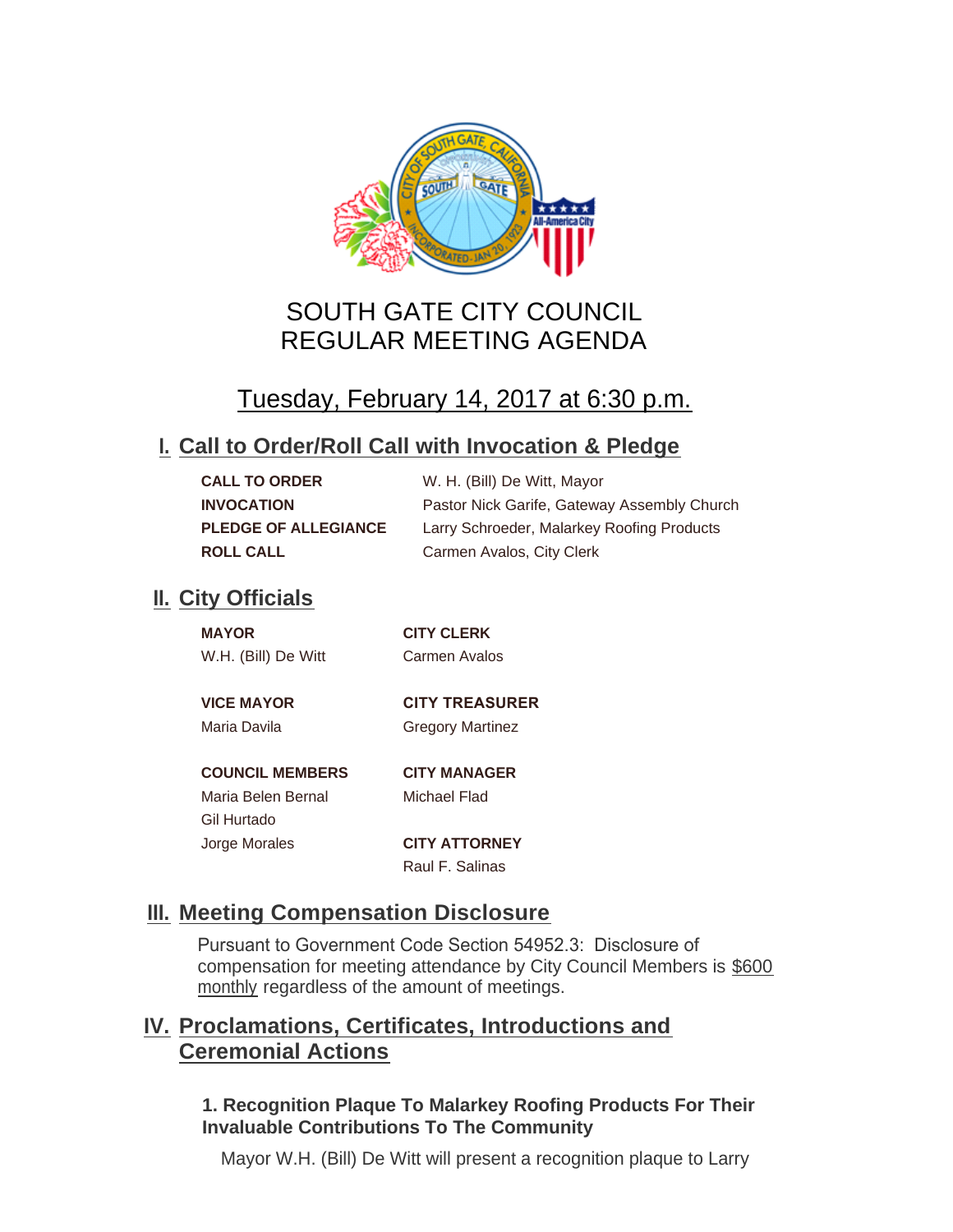# SOUTH GATE CITY COUNCIL
# REGULAR MEETING AGENDA

## Tuesday, February 14, 2017 at 6:30 p.m.

## I. Call to Order/Roll Call with Invocation & Pledge

| | |
|---|---|
| **CALL TO ORDER** | W. H. (Bill) De Witt, Mayor |
| **INVOCATION** | Pastor Nick Garife, Gateway Assembly Church |
| **PLEDGE OF ALLEGIANCE** | Larry Schroeder, Malarkey Roofing Products |
| **ROLL CALL** | Carmen Avalos, City Clerk |

## II. City Officials

**MAYOR**
W.H. (Bill) De Witt

**VICE MAYOR**
Maria Davila

**COUNCIL MEMBERS**
Maria Belen Bernal
Gil Hurtado
Jorge Morales

**CITY CLERK**
Carmen Avalos

**CITY TREASURER**
Gregory Martinez

**CITY MANAGER**
Michael Flad

**CITY ATTORNEY**
Raul F. Salinas

## III. Meeting Compensation Disclosure

Pursuant to Government Code Section 54952.3: Disclosure of compensation for meeting attendance by City Council Members is $600 monthly regardless of the amount of meetings.

## IV. Proclamations, Certificates, Introductions and Ceremonial Actions

### 1. Recognition Plaque To Malarkey Roofing Products For Their Invaluable Contributions To The Community

Mayor W.H. (Bill) De Witt will present a recognition plaque to Larry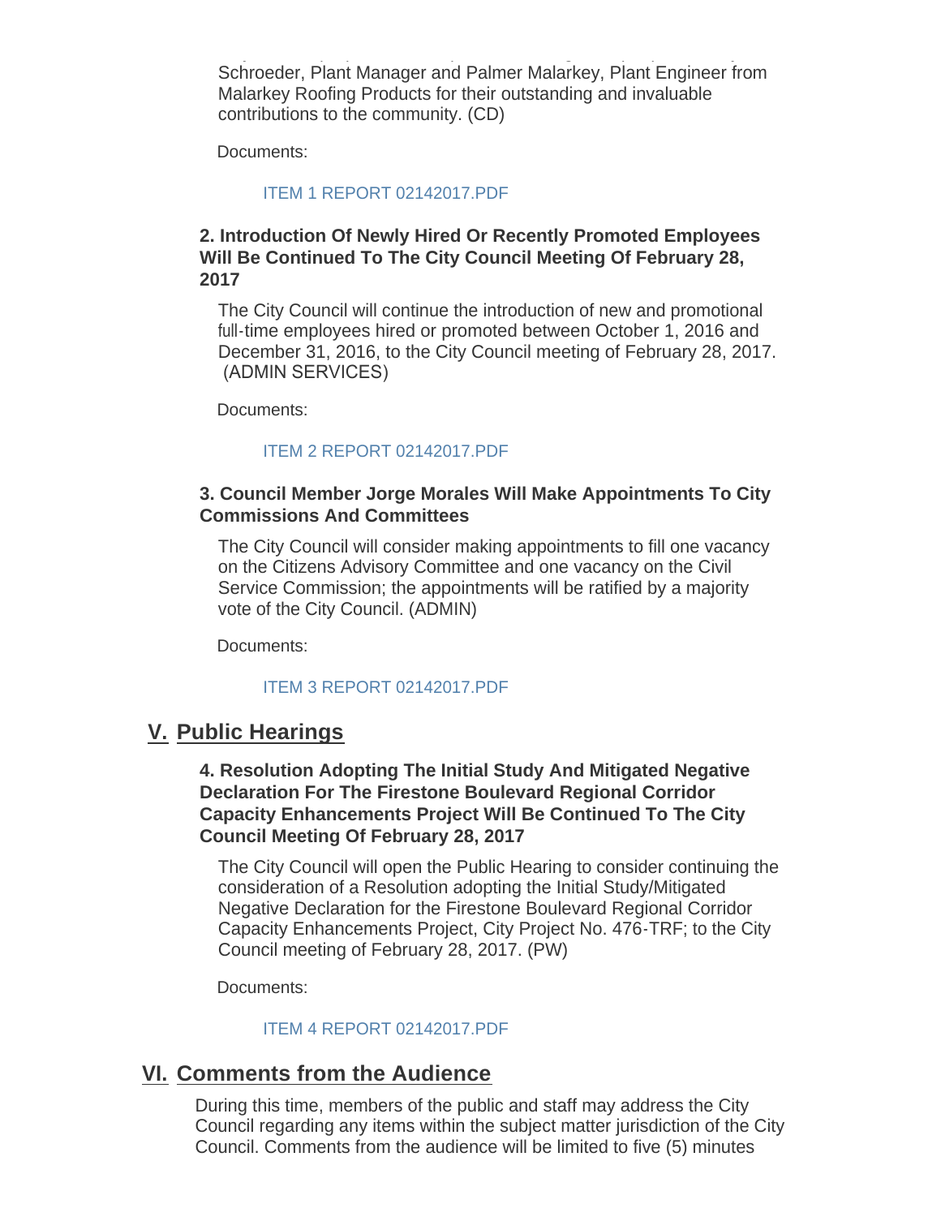Schroeder, Plant Manager and Palmer Malarkey, Plant Engineer from Malarkey Roofing Products for their outstanding and invaluable contributions to the community. (CD)

Documents:

ITEM 1 REPORT 02142017.PDF

### 2. Introduction Of Newly Hired Or Recently Promoted Employees Will Be Continued To The City Council Meeting Of February 28, 2017

The City Council will continue the introduction of new and promotional full-time employees hired or promoted between October 1, 2016 and December 31, 2016, to the City Council meeting of February 28, 2017. (ADMIN SERVICES)

Documents:

ITEM 2 REPORT 02142017.PDF

### 3. Council Member Jorge Morales Will Make Appointments To City Commissions And Committees

The City Council will consider making appointments to fill one vacancy on the Citizens Advisory Committee and one vacancy on the Civil Service Commission; the appointments will be ratified by a majority vote of the City Council. (ADMIN)

Documents:

ITEM 3 REPORT 02142017.PDF

## V. Public Hearings

### 4. Resolution Adopting The Initial Study And Mitigated Negative Declaration For The Firestone Boulevard Regional Corridor Capacity Enhancements Project Will Be Continued To The City Council Meeting Of February 28, 2017

The City Council will open the Public Hearing to consider continuing the consideration of a Resolution adopting the Initial Study/Mitigated Negative Declaration for the Firestone Boulevard Regional Corridor Capacity Enhancements Project, City Project No. 476-TRF; to the City Council meeting of February 28, 2017. (PW)

Documents:

ITEM 4 REPORT 02142017.PDF

## VI. Comments from the Audience

During this time, members of the public and staff may address the City Council regarding any items within the subject matter jurisdiction of the City Council. Comments from the audience will be limited to five (5) minutes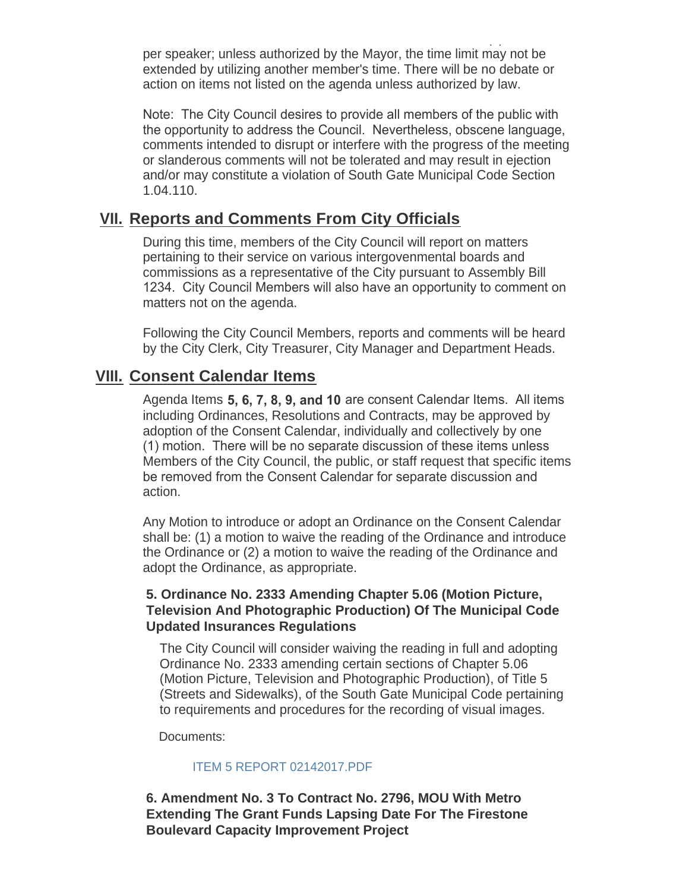per speaker; unless authorized by the Mayor, the time limit may not be extended by utilizing another member's time. There will be no debate or action on items not listed on the agenda unless authorized by law.

Note: The City Council desires to provide all members of the public with the opportunity to address the Council. Nevertheless, obscene language, comments intended to disrupt or interfere with the progress of the meeting or slanderous comments will not be tolerated and may result in ejection and/or may constitute a violation of South Gate Municipal Code Section 1.04.110.

## VII. Reports and Comments From City Officials

During this time, members of the City Council will report on matters pertaining to their service on various intergovenmental boards and commissions as a representative of the City pursuant to Assembly Bill 1234. City Council Members will also have an opportunity to comment on matters not on the agenda.

Following the City Council Members, reports and comments will be heard by the City Clerk, City Treasurer, City Manager and Department Heads.

## VIII. Consent Calendar Items

Agenda Items **5, 6, 7, 8, 9, and 10** are consent Calendar Items. All items including Ordinances, Resolutions and Contracts, may be approved by adoption of the Consent Calendar, individually and collectively by one (1) motion. There will be no separate discussion of these items unless Members of the City Council, the public, or staff request that specific items be removed from the Consent Calendar for separate discussion and action.

Any Motion to introduce or adopt an Ordinance on the Consent Calendar shall be: (1) a motion to waive the reading of the Ordinance and introduce the Ordinance or (2) a motion to waive the reading of the Ordinance and adopt the Ordinance, as appropriate.

### 5. Ordinance No. 2333 Amending Chapter 5.06 (Motion Picture, Television And Photographic Production) Of The Municipal Code Updated Insurances Regulations

The City Council will consider waiving the reading in full and adopting Ordinance No. 2333 amending certain sections of Chapter 5.06 (Motion Picture, Television and Photographic Production), of Title 5 (Streets and Sidewalks), of the South Gate Municipal Code pertaining to requirements and procedures for the recording of visual images.

Documents:

ITEM 5 REPORT 02142017.PDF

### 6. Amendment No. 3 To Contract No. 2796, MOU With Metro Extending The Grant Funds Lapsing Date For The Firestone Boulevard Capacity Improvement Project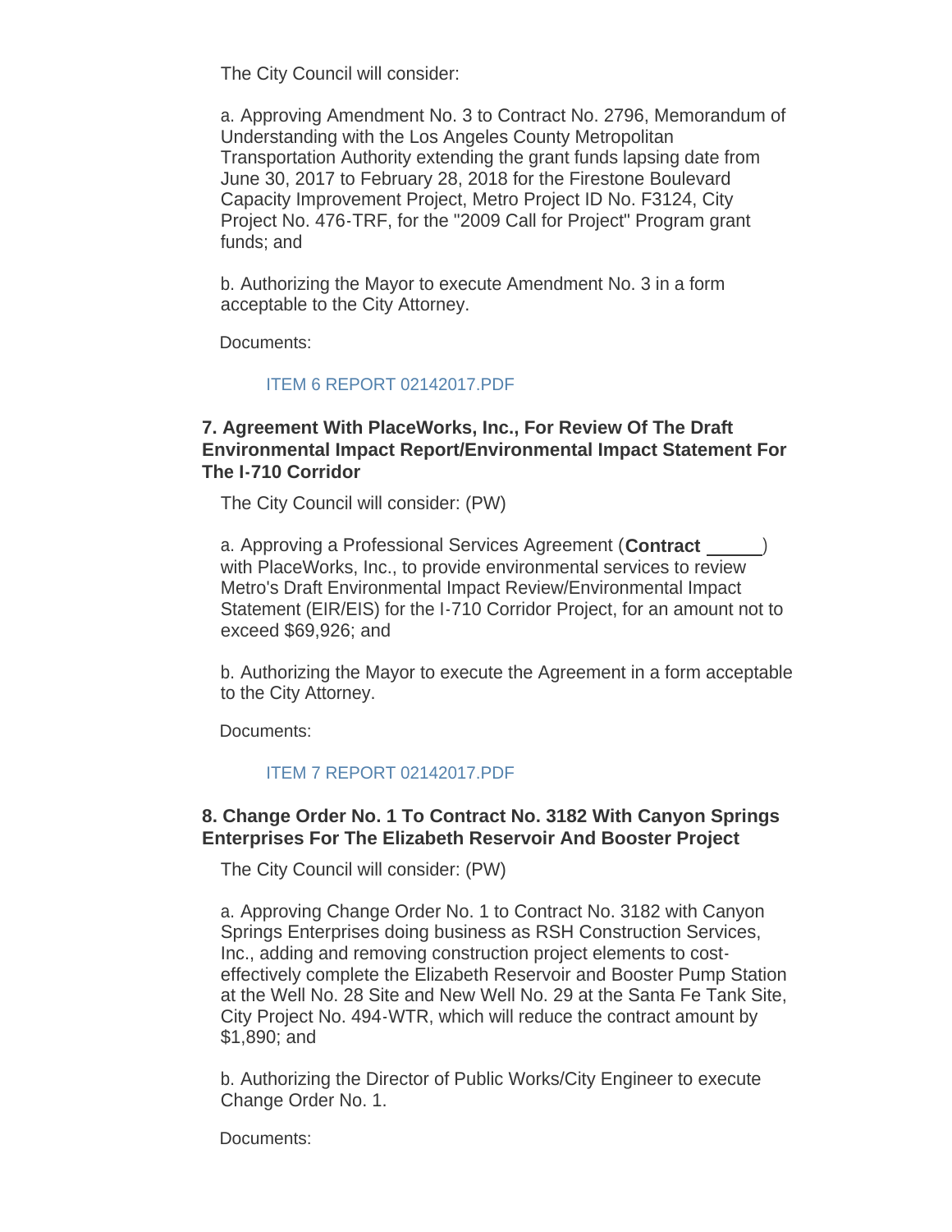The City Council will consider:

a. Approving Amendment No. 3 to Contract No. 2796, Memorandum of Understanding with the Los Angeles County Metropolitan Transportation Authority extending the grant funds lapsing date from June 30, 2017 to February 28, 2018 for the Firestone Boulevard Capacity Improvement Project, Metro Project ID No. F3124, City Project No. 476-TRF, for the "2009 Call for Project" Program grant funds; and

b. Authorizing the Mayor to execute Amendment No. 3 in a form acceptable to the City Attorney.

Documents:

ITEM 6 REPORT 02142017.PDF

### 7. Agreement With PlaceWorks, Inc., For Review Of The Draft Environmental Impact Report/Environmental Impact Statement For The I-710 Corridor

The City Council will consider: (PW)

a. Approving a Professional Services Agreement (**Contract ______**) with PlaceWorks, Inc., to provide environmental services to review Metro's Draft Environmental Impact Review/Environmental Impact Statement (EIR/EIS) for the I-710 Corridor Project, for an amount not to exceed $69,926; and

b. Authorizing the Mayor to execute the Agreement in a form acceptable to the City Attorney.

Documents:

ITEM 7 REPORT 02142017.PDF

### 8. Change Order No. 1 To Contract No. 3182 With Canyon Springs Enterprises For The Elizabeth Reservoir And Booster Project

The City Council will consider: (PW)

a. Approving Change Order No. 1 to Contract No. 3182 with Canyon Springs Enterprises doing business as RSH Construction Services, Inc., adding and removing construction project elements to cost-effectively complete the Elizabeth Reservoir and Booster Pump Station at the Well No. 28 Site and New Well No. 29 at the Santa Fe Tank Site, City Project No. 494-WTR, which will reduce the contract amount by $1,890; and

b. Authorizing the Director of Public Works/City Engineer to execute Change Order No. 1.

Documents: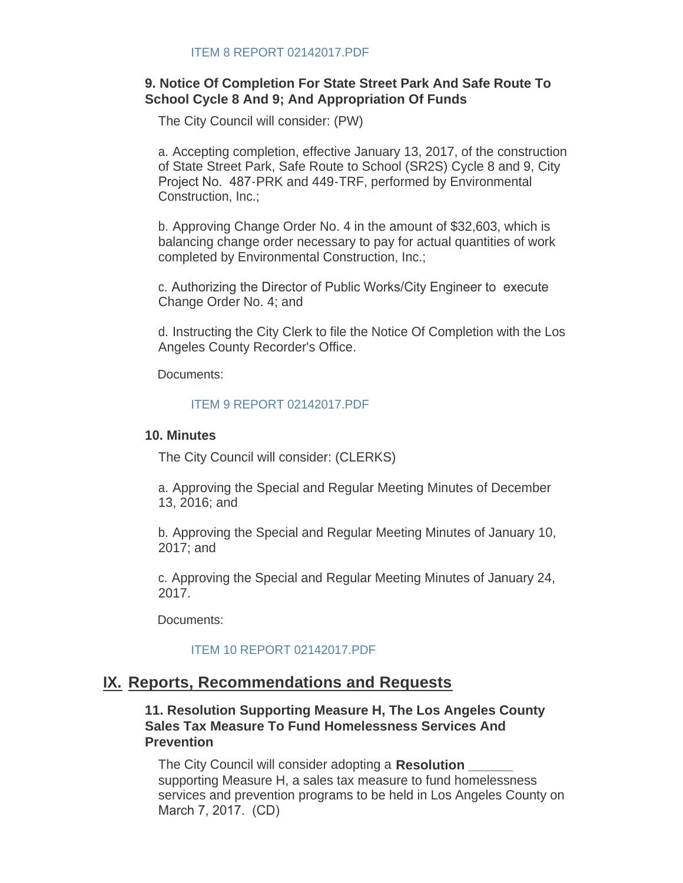ITEM 8 REPORT 02142017.PDF

### 9. Notice Of Completion For State Street Park And Safe Route To School Cycle 8 And 9; And Appropriation Of Funds

The City Council will consider: (PW)

a. Accepting completion, effective January 13, 2017, of the construction of State Street Park, Safe Route to School (SR2S) Cycle 8 and 9, City Project No. 487-PRK and 449-TRF, performed by Environmental Construction, Inc.;

b. Approving Change Order No. 4 in the amount of $32,603, which is balancing change order necessary to pay for actual quantities of work completed by Environmental Construction, Inc.;

c. Authorizing the Director of Public Works/City Engineer to execute Change Order No. 4; and

d. Instructing the City Clerk to file the Notice Of Completion with the Los Angeles County Recorder's Office.

Documents:

ITEM 9 REPORT 02142017.PDF

### 10. Minutes

The City Council will consider: (CLERKS)

a. Approving the Special and Regular Meeting Minutes of December 13, 2016; and

b. Approving the Special and Regular Meeting Minutes of January 10, 2017; and

c. Approving the Special and Regular Meeting Minutes of January 24, 2017.

Documents:

ITEM 10 REPORT 02142017.PDF

## IX. Reports, Recommendations and Requests

### 11. Resolution Supporting Measure H, The Los Angeles County Sales Tax Measure To Fund Homelessness Services And Prevention

The City Council will consider adopting a **Resolution ______** supporting Measure H, a sales tax measure to fund homelessness services and prevention programs to be held in Los Angeles County on March 7, 2017. (CD)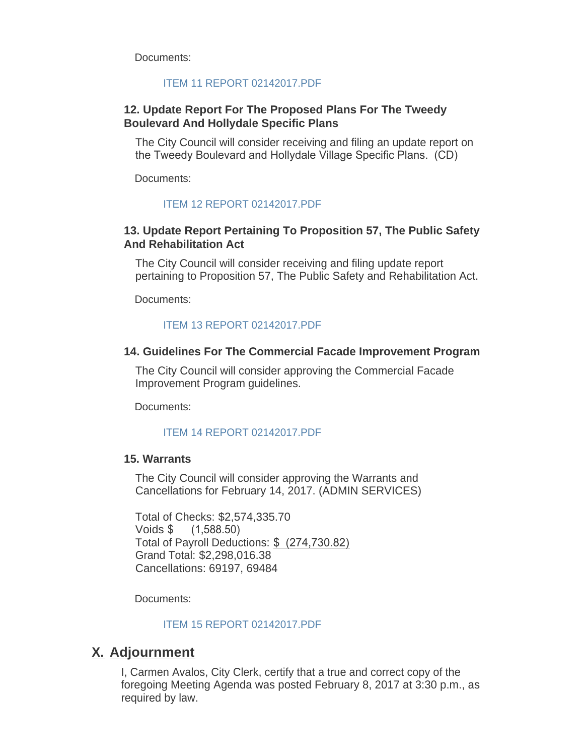Documents:

ITEM 11 REPORT 02142017.PDF

### 12. Update Report For The Proposed Plans For The Tweedy Boulevard And Hollydale Specific Plans

The City Council will consider receiving and filing an update report on the Tweedy Boulevard and Hollydale Village Specific Plans. (CD)

Documents:

ITEM 12 REPORT 02142017.PDF

### 13. Update Report Pertaining To Proposition 57, The Public Safety And Rehabilitation Act

The City Council will consider receiving and filing update report pertaining to Proposition 57, The Public Safety and Rehabilitation Act.

Documents:

ITEM 13 REPORT 02142017.PDF

### 14. Guidelines For The Commercial Facade Improvement Program

The City Council will consider approving the Commercial Facade Improvement Program guidelines.

Documents:

ITEM 14 REPORT 02142017.PDF

### 15. Warrants

The City Council will consider approving the Warrants and Cancellations for February 14, 2017. (ADMIN SERVICES)

Total of Checks: $2,574,335.70
Voids $ (1,588.50)
Total of Payroll Deductions: $ (274,730.82)
Grand Total: $2,298,016.38
Cancellations: 69197, 69484

Documents:

ITEM 15 REPORT 02142017.PDF

## X. Adjournment

I, Carmen Avalos, City Clerk, certify that a true and correct copy of the foregoing Meeting Agenda was posted February 8, 2017 at 3:30 p.m., as required by law.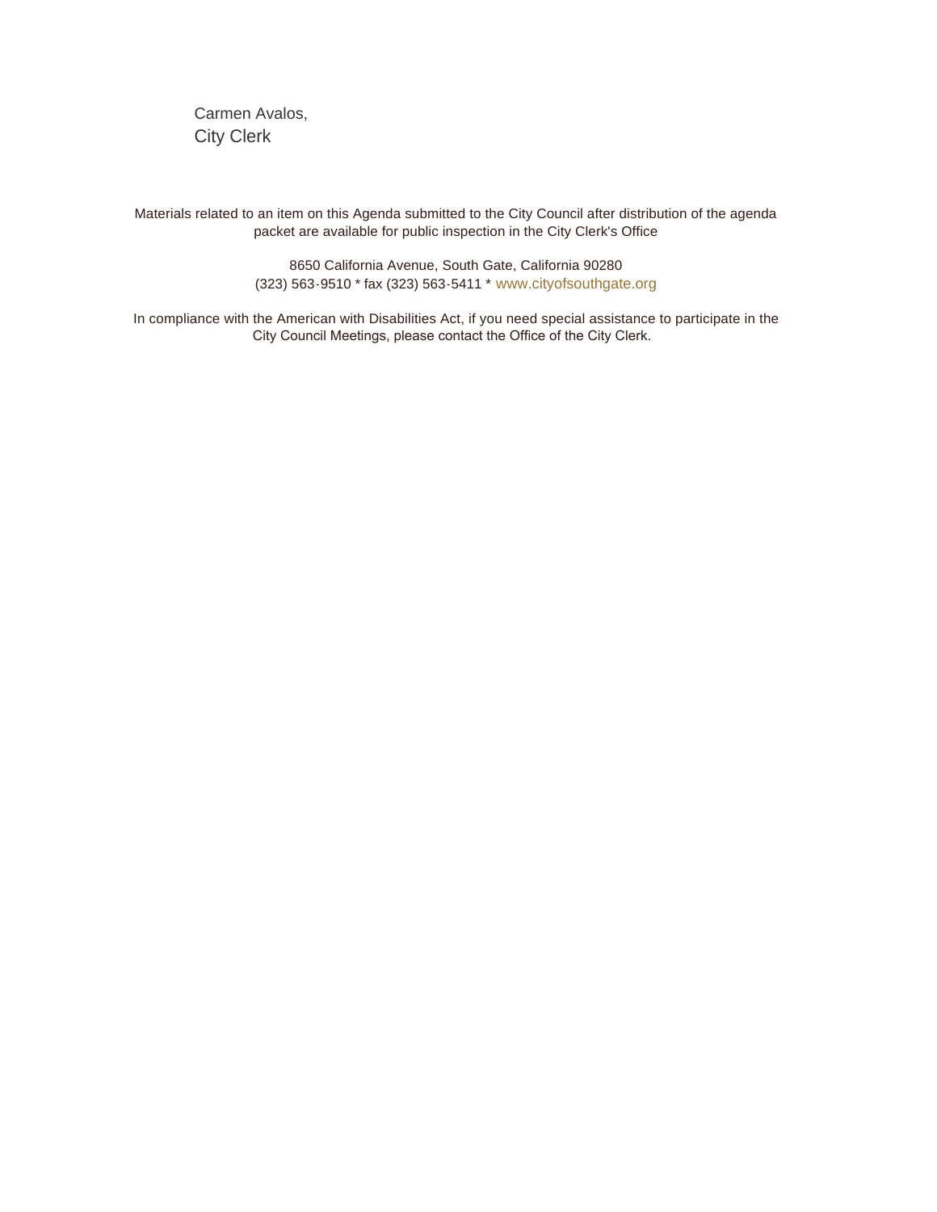Carmen Avalos,
City Clerk

Materials related to an item on this Agenda submitted to the City Council after distribution of the agenda packet are available for public inspection in the City Clerk's Office

8650 California Avenue, South Gate, California 90280
(323) 563-9510 * fax (323) 563-5411 * www.cityofsouthgate.org

In compliance with the American with Disabilities Act, if you need special assistance to participate in the City Council Meetings, please contact the Office of the City Clerk.